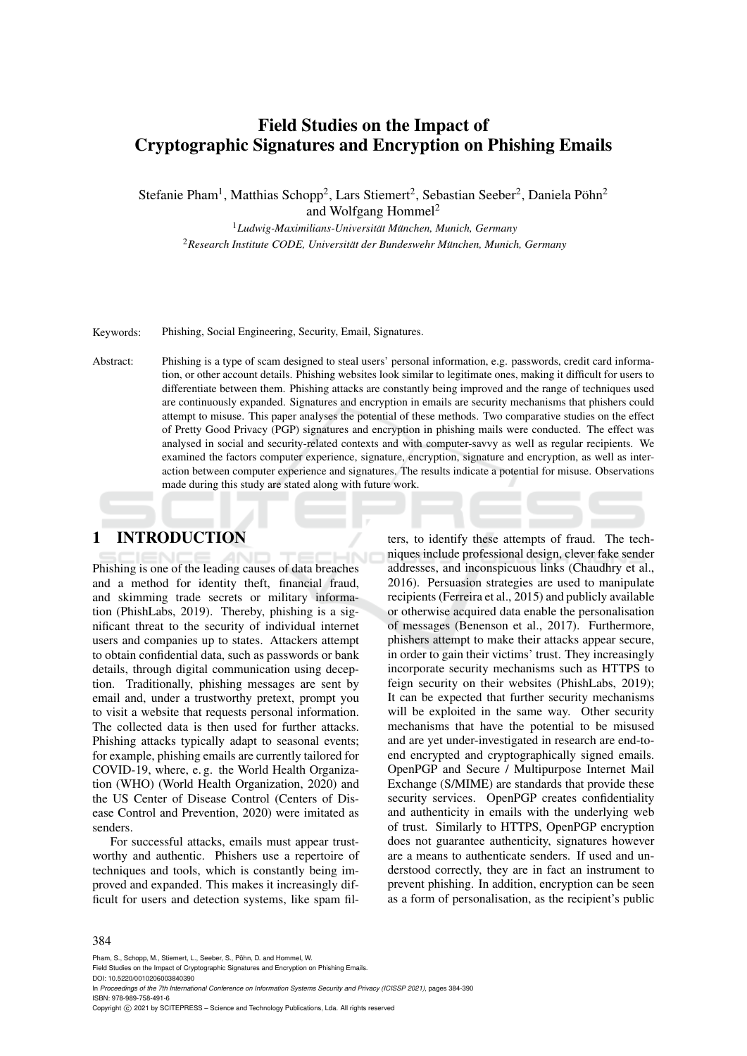# Field Studies on the Impact of Cryptographic Signatures and Encryption on Phishing Emails

Stefanie Pham[1], Matthias Schopp[2], Lars Stiemert[2], Sebastian Seeber[2], Daniela Pöhn[2] and Wolfgang Hommel[2]

[1]*Ludwig-Maximilians-Universität München, Munich, Germany*

[2]*Research Institute CODE, Universität der Bundeswehr München, Munich, Germany*

Keywords: Phishing, Social Engineering, Security, Email, Signatures.

Abstract: Phishing is a type of scam designed to steal users' personal information, e.g. passwords, credit card information, or other account details. Phishing websites look similar to legitimate ones, making it difficult for users to differentiate between them. Phishing attacks are constantly being improved and the range of techniques used are continuously expanded. Signatures and encryption in emails are security mechanisms that phishers could attempt to misuse. This paper analyses the potential of these methods. Two comparative studies on the effect of Pretty Good Privacy (PGP) signatures and encryption in phishing mails were conducted. The effect was analysed in social and security-related contexts and with computer-savvy as well as regular recipients. We examined the factors computer experience, signature, encryption, signature and encryption, as well as interaction between computer experience and signatures. The results indicate a potential for misuse. Observations made during this study are stated along with future work.

## 1 INTRODUCTION

Phishing is one of the leading causes of data breaches and a method for identity theft, financial fraud, and skimming trade secrets or military information (PhishLabs, 2019). Thereby, phishing is a significant threat to the security of individual internet users and companies up to states. Attackers attempt to obtain confidential data, such as passwords or bank details, through digital communication using deception. Traditionally, phishing messages are sent by email and, under a trustworthy pretext, prompt you to visit a website that requests personal information. The collected data is then used for further attacks. Phishing attacks typically adapt to seasonal events; for example, phishing emails are currently tailored for COVID-19, where, e. g. the World Health Organization (WHO) (World Health Organization, 2020) and the US Center of Disease Control (Centers of Disease Control and Prevention, 2020) were imitated as senders.

For successful attacks, emails must appear trustworthy and authentic. Phishers use a repertoire of techniques and tools, which is constantly being improved and expanded. This makes it increasingly difficult for users and detection systems, like spam filters, to identify these attempts of fraud. The techniques include professional design, clever fake sender addresses, and inconspicuous links (Chaudhry et al., 2016). Persuasion strategies are used to manipulate recipients (Ferreira et al., 2015) and publicly available or otherwise acquired data enable the personalisation of messages (Benenson et al., 2017). Furthermore, phishers attempt to make their attacks appear secure, in order to gain their victims' trust. They increasingly incorporate security mechanisms such as HTTPS to feign security on their websites (PhishLabs, 2019); It can be expected that further security mechanisms will be exploited in the same way. Other security mechanisms that have the potential to be misused and are yet under-investigated in research are end-to-end encrypted and cryptographically signed emails. OpenPGP and Secure / Multipurpose Internet Mail Exchange (S/MIME) are standards that provide these security services. OpenPGP creates confidentiality and authenticity in emails with the underlying web of trust. Similarly to HTTPS, OpenPGP encryption does not guarantee authenticity, signatures however are a means to authenticate senders. If used and understood correctly, they are in fact an instrument to prevent phishing. In addition, encryption can be seen as a form of personalisation, as the recipient's public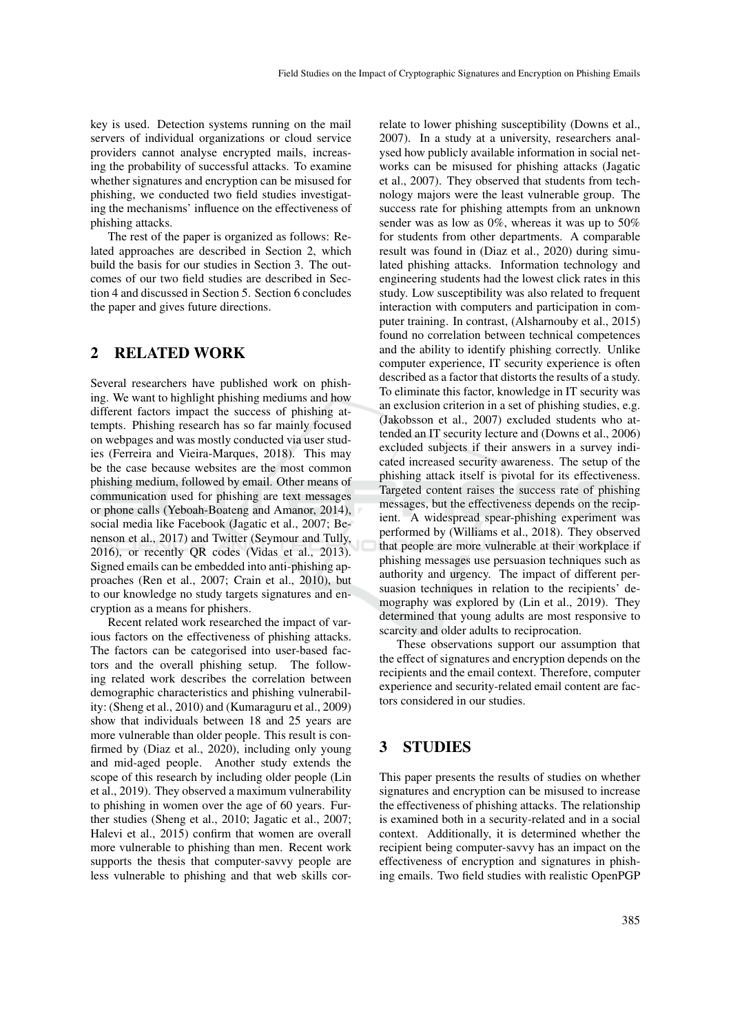key is used. Detection systems running on the mail servers of individual organizations or cloud service providers cannot analyse encrypted mails, increasing the probability of successful attacks. To examine whether signatures and encryption can be misused for phishing, we conducted two field studies investigating the mechanisms' influence on the effectiveness of phishing attacks.

The rest of the paper is organized as follows: Related approaches are described in Section 2, which build the basis for our studies in Section 3. The outcomes of our two field studies are described in Section 4 and discussed in Section 5. Section 6 concludes the paper and gives future directions.

## 2 RELATED WORK

Several researchers have published work on phishing. We want to highlight phishing mediums and how different factors impact the success of phishing attempts. Phishing research has so far mainly focused on webpages and was mostly conducted via user studies (Ferreira and Vieira-Marques, 2018). This may be the case because websites are the most common phishing medium, followed by email. Other means of communication used for phishing are text messages or phone calls (Yeboah-Boateng and Amanor, 2014), social media like Facebook (Jagatic et al., 2007; Benenson et al., 2017) and Twitter (Seymour and Tully, 2016), or recently QR codes (Vidas et al., 2013). Signed emails can be embedded into anti-phishing approaches (Ren et al., 2007; Crain et al., 2010), but to our knowledge no study targets signatures and encryption as a means for phishers.

Recent related work researched the impact of various factors on the effectiveness of phishing attacks. The factors can be categorised into user-based factors and the overall phishing setup. The following related work describes the correlation between demographic characteristics and phishing vulnerability: (Sheng et al., 2010) and (Kumaraguru et al., 2009) show that individuals between 18 and 25 years are more vulnerable than older people. This result is confirmed by (Diaz et al., 2020), including only young and mid-aged people. Another study extends the scope of this research by including older people (Lin et al., 2019). They observed a maximum vulnerability to phishing in women over the age of 60 years. Further studies (Sheng et al., 2010; Jagatic et al., 2007; Halevi et al., 2015) confirm that women are overall more vulnerable to phishing than men. Recent work supports the thesis that computer-savvy people are less vulnerable to phishing and that web skills correlate to lower phishing susceptibility (Downs et al., 2007). In a study at a university, researchers analysed how publicly available information in social networks can be misused for phishing attacks (Jagatic et al., 2007). They observed that students from technology majors were the least vulnerable group. The success rate for phishing attempts from an unknown sender was as low as 0%, whereas it was up to 50% for students from other departments. A comparable result was found in (Diaz et al., 2020) during simulated phishing attacks. Information technology and engineering students had the lowest click rates in this study. Low susceptibility was also related to frequent interaction with computers and participation in computer training. In contrast, (Alsharnouby et al., 2015) found no correlation between technical competences and the ability to identify phishing correctly. Unlike computer experience, IT security experience is often described as a factor that distorts the results of a study. To eliminate this factor, knowledge in IT security was an exclusion criterion in a set of phishing studies, e.g. (Jakobsson et al., 2007) excluded students who attended an IT security lecture and (Downs et al., 2006) excluded subjects if their answers in a survey indicated increased security awareness. The setup of the phishing attack itself is pivotal for its effectiveness. Targeted content raises the success rate of phishing messages, but the effectiveness depends on the recipient. A widespread spear-phishing experiment was performed by (Williams et al., 2018). They observed that people are more vulnerable at their workplace if phishing messages use persuasion techniques such as authority and urgency. The impact of different persuasion techniques in relation to the recipients' demography was explored by (Lin et al., 2019). They determined that young adults are most responsive to scarcity and older adults to reciprocation.

These observations support our assumption that the effect of signatures and encryption depends on the recipients and the email context. Therefore, computer experience and security-related email content are factors considered in our studies.

## 3 STUDIES

This paper presents the results of studies on whether signatures and encryption can be misused to increase the effectiveness of phishing attacks. The relationship is examined both in a security-related and in a social context. Additionally, it is determined whether the recipient being computer-savvy has an impact on the effectiveness of encryption and signatures in phishing emails. Two field studies with realistic OpenPGP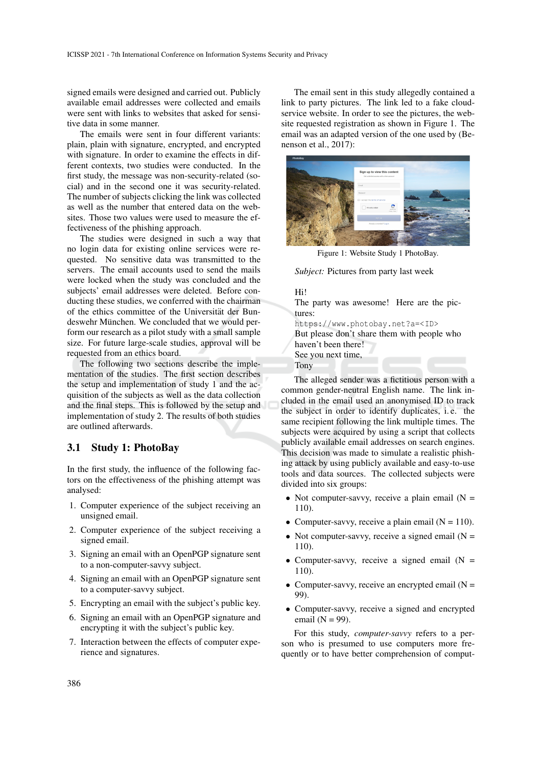signed emails were designed and carried out. Publicly available email addresses were collected and emails were sent with links to websites that asked for sensitive data in some manner.

The emails were sent in four different variants: plain, plain with signature, encrypted, and encrypted with signature. In order to examine the effects in different contexts, two studies were conducted. In the first study, the message was non-security-related (social) and in the second one it was security-related. The number of subjects clicking the link was collected as well as the number that entered data on the websites. Those two values were used to measure the effectiveness of the phishing approach.

The studies were designed in such a way that no login data for existing online services were requested. No sensitive data was transmitted to the servers. The email accounts used to send the mails were locked when the study was concluded and the subjects' email addresses were deleted. Before conducting these studies, we conferred with the chairman of the ethics committee of the Universität der Bundeswehr München. We concluded that we would perform our research as a pilot study with a small sample size. For future large-scale studies, approval will be requested from an ethics board.

The following two sections describe the implementation of the studies. The first section describes the setup and implementation of study 1 and the acquisition of the subjects as well as the data collection and the final steps. This is followed by the setup and implementation of study 2. The results of both studies are outlined afterwards.

## 3.1 Study 1: PhotoBay

In the first study, the influence of the following factors on the effectiveness of the phishing attempt was analysed:

1. Computer experience of the subject receiving an unsigned email.
2. Computer experience of the subject receiving a signed email.
3. Signing an email with an OpenPGP signature sent to a non-computer-savvy subject.
4. Signing an email with an OpenPGP signature sent to a computer-savvy subject.
5. Encrypting an email with the subject's public key.
6. Signing an email with an OpenPGP signature and encrypting it with the subject's public key.
7. Interaction between the effects of computer experience and signatures.

The email sent in this study allegedly contained a link to party pictures. The link led to a fake cloud-service website. In order to see the pictures, the website requested registration as shown in Figure 1. The email was an adapted version of the one used by (Benenson et al., 2017):

Figure 1: Website Study 1 PhotoBay.

*Subject:* Pictures from party last week

Hi!
The party was awesome! Here are the pictures:
`https://www.photobay.net?a=<ID>`
But please don't share them with people who haven't been there!
See you next time,
Tony

The alleged sender was a fictitious person with a common gender-neutral English name. The link included in the email used an anonymised ID to track the subject in order to identify duplicates, i. e. the same recipient following the link multiple times. The subjects were acquired by using a script that collects publicly available email addresses on search engines. This decision was made to simulate a realistic phishing attack by using publicly available and easy-to-use tools and data sources. The collected subjects were divided into six groups:

- Not computer-savvy, receive a plain email (N = 110).
- Computer-savvy, receive a plain email (N = 110).
- Not computer-savvy, receive a signed email (N = 110).
- Computer-savvy, receive a signed email (N = 110).
- Computer-savvy, receive an encrypted email (N = 99).
- Computer-savvy, receive a signed and encrypted email (N = 99).

For this study, *computer-savvy* refers to a person who is presumed to use computers more frequently or to have better comprehension of comput-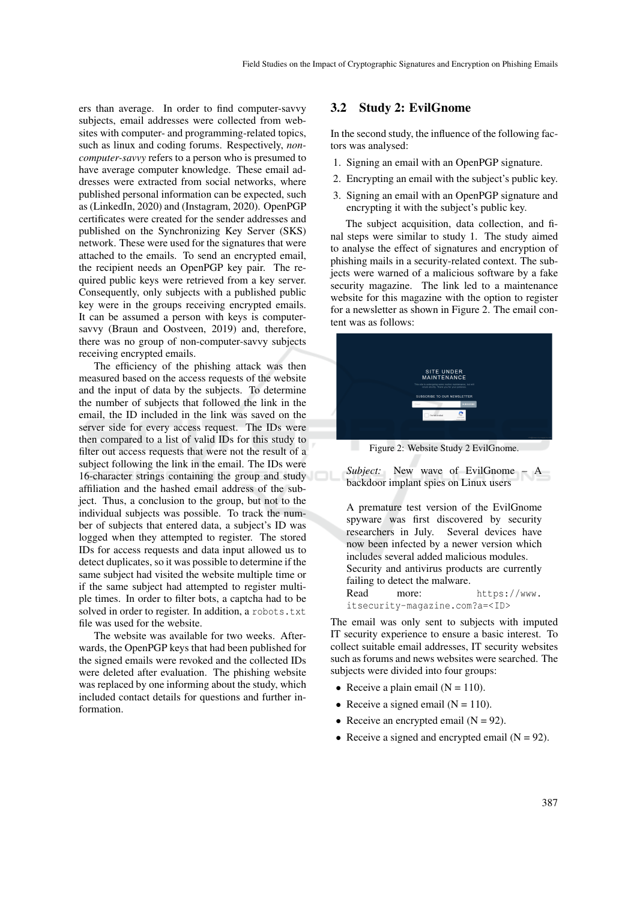ers than average. In order to find computer-savvy subjects, email addresses were collected from websites with computer- and programming-related topics, such as linux and coding forums. Respectively, *non-computer-savvy* refers to a person who is presumed to have average computer knowledge. These email addresses were extracted from social networks, where published personal information can be expected, such as (LinkedIn, 2020) and (Instagram, 2020). OpenPGP certificates were created for the sender addresses and published on the Synchronizing Key Server (SKS) network. These were used for the signatures that were attached to the emails. To send an encrypted email, the recipient needs an OpenPGP key pair. The required public keys were retrieved from a key server. Consequently, only subjects with a published public key were in the groups receiving encrypted emails. It can be assumed a person with keys is computer-savvy (Braun and Oostveen, 2019) and, therefore, there was no group of non-computer-savvy subjects receiving encrypted emails.

The efficiency of the phishing attack was then measured based on the access requests of the website and the input of data by the subjects. To determine the number of subjects that followed the link in the email, the ID included in the link was saved on the server side for every access request. The IDs were then compared to a list of valid IDs for this study to filter out access requests that were not the result of a subject following the link in the email. The IDs were 16-character strings containing the group and study affiliation and the hashed email address of the subject. Thus, a conclusion to the group, but not to the individual subjects was possible. To track the number of subjects that entered data, a subject's ID was logged when they attempted to register. The stored IDs for access requests and data input allowed us to detect duplicates, so it was possible to determine if the same subject had visited the website multiple time or if the same subject had attempted to register multiple times. In order to filter bots, a captcha had to be solved in order to register. In addition, a `robots.txt` file was used for the website.

The website was available for two weeks. Afterwards, the OpenPGP keys that had been published for the signed emails were revoked and the collected IDs were deleted after evaluation. The phishing website was replaced by one informing about the study, which included contact details for questions and further information.

## 3.2 Study 2: EvilGnome

In the second study, the influence of the following factors was analysed:

1. Signing an email with an OpenPGP signature.
2. Encrypting an email with the subject's public key.
3. Signing an email with an OpenPGP signature and encrypting it with the subject's public key.

The subject acquisition, data collection, and final steps were similar to study 1. The study aimed to analyse the effect of signatures and encryption of phishing mails in a security-related context. The subjects were warned of a malicious software by a fake security magazine. The link led to a maintenance website for this magazine with the option to register for a newsletter as shown in Figure 2. The email content was as follows:

Figure 2: Website Study 2 EvilGnome.

> *Subject:* New wave of EvilGnome – A backdoor implant spies on Linux users
>
> A premature test version of the EvilGnome spyware was first discovered by security researchers in July. Several devices have now been infected by a newer version which includes several added malicious modules. Security and antivirus products are currently failing to detect the malware.
> Read more: `https://www.itsecurity-magazine.com?a=<ID>`

The email was only sent to subjects with imputed IT security experience to ensure a basic interest. To collect suitable email addresses, IT security websites such as forums and news websites were searched. The subjects were divided into four groups:

- Receive a plain email (N = 110).
- Receive a signed email (N = 110).
- Receive an encrypted email (N = 92).
- Receive a signed and encrypted email (N = 92).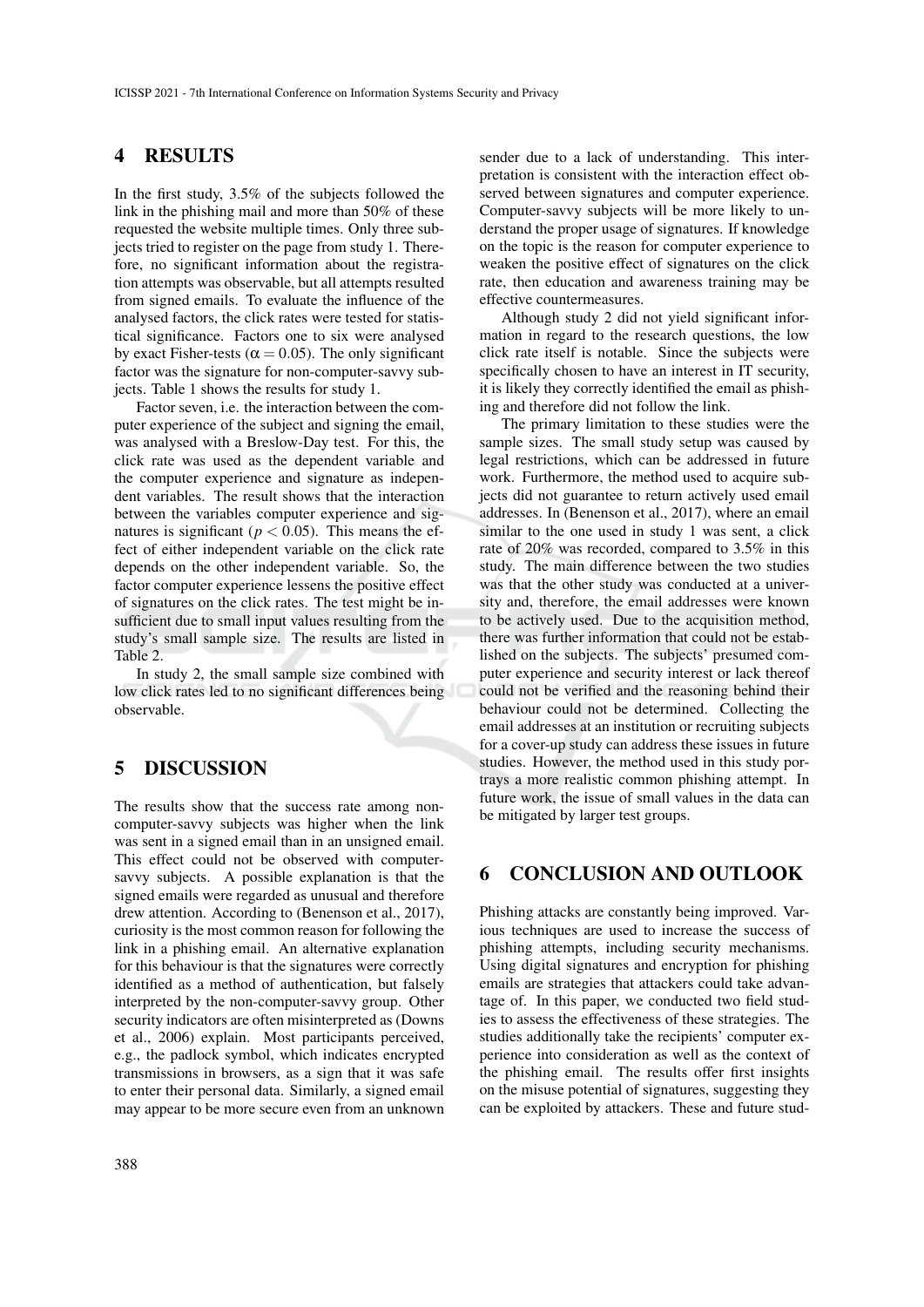## 4 RESULTS

In the first study, 3.5% of the subjects followed the link in the phishing mail and more than 50% of these requested the website multiple times. Only three subjects tried to register on the page from study 1. Therefore, no significant information about the registration attempts was observable, but all attempts resulted from signed emails. To evaluate the influence of the analysed factors, the click rates were tested for statistical significance. Factors one to six were analysed by exact Fisher-tests ($\alpha = 0.05$). The only significant factor was the signature for non-computer-savvy subjects. Table 1 shows the results for study 1.

Factor seven, i.e. the interaction between the computer experience of the subject and signing the email, was analysed with a Breslow-Day test. For this, the click rate was used as the dependent variable and the computer experience and signature as independent variables. The result shows that the interaction between the variables computer experience and signatures is significant ($p < 0.05$). This means the effect of either independent variable on the click rate depends on the other independent variable. So, the factor computer experience lessens the positive effect of signatures on the click rates. The test might be insufficient due to small input values resulting from the study's small sample size. The results are listed in Table 2.

In study 2, the small sample size combined with low click rates led to no significant differences being observable.

## 5 DISCUSSION

The results show that the success rate among non-computer-savvy subjects was higher when the link was sent in a signed email than in an unsigned email. This effect could not be observed with computer-savvy subjects. A possible explanation is that the signed emails were regarded as unusual and therefore drew attention. According to (Benenson et al., 2017), curiosity is the most common reason for following the link in a phishing email. An alternative explanation for this behaviour is that the signatures were correctly identified as a method of authentication, but falsely interpreted by the non-computer-savvy group. Other security indicators are often misinterpreted as (Downs et al., 2006) explain. Most participants perceived, e.g., the padlock symbol, which indicates encrypted transmissions in browsers, as a sign that it was safe to enter their personal data. Similarly, a signed email may appear to be more secure even from an unknown sender due to a lack of understanding. This interpretation is consistent with the interaction effect observed between signatures and computer experience. Computer-savvy subjects will be more likely to understand the proper usage of signatures. If knowledge on the topic is the reason for computer experience to weaken the positive effect of signatures on the click rate, then education and awareness training may be effective countermeasures.

Although study 2 did not yield significant information in regard to the research questions, the low click rate itself is notable. Since the subjects were specifically chosen to have an interest in IT security, it is likely they correctly identified the email as phishing and therefore did not follow the link.

The primary limitation to these studies were the sample sizes. The small study setup was caused by legal restrictions, which can be addressed in future work. Furthermore, the method used to acquire subjects did not guarantee to return actively used email addresses. In (Benenson et al., 2017), where an email similar to the one used in study 1 was sent, a click rate of 20% was recorded, compared to 3.5% in this study. The main difference between the two studies was that the other study was conducted at a university and, therefore, the email addresses were known to be actively used. Due to the acquisition method, there was further information that could not be established on the subjects. The subjects' presumed computer experience and security interest or lack thereof could not be verified and the reasoning behind their behaviour could not be determined. Collecting the email addresses at an institution or recruiting subjects for a cover-up study can address these issues in future studies. However, the method used in this study portrays a more realistic common phishing attempt. In future work, the issue of small values in the data can be mitigated by larger test groups.

## 6 CONCLUSION AND OUTLOOK

Phishing attacks are constantly being improved. Various techniques are used to increase the success of phishing attempts, including security mechanisms. Using digital signatures and encryption for phishing emails are strategies that attackers could take advantage of. In this paper, we conducted two field studies to assess the effectiveness of these strategies. The studies additionally take the recipients' computer experience into consideration as well as the context of the phishing email. The results offer first insights on the misuse potential of signatures, suggesting they can be exploited by attackers. These and future stud-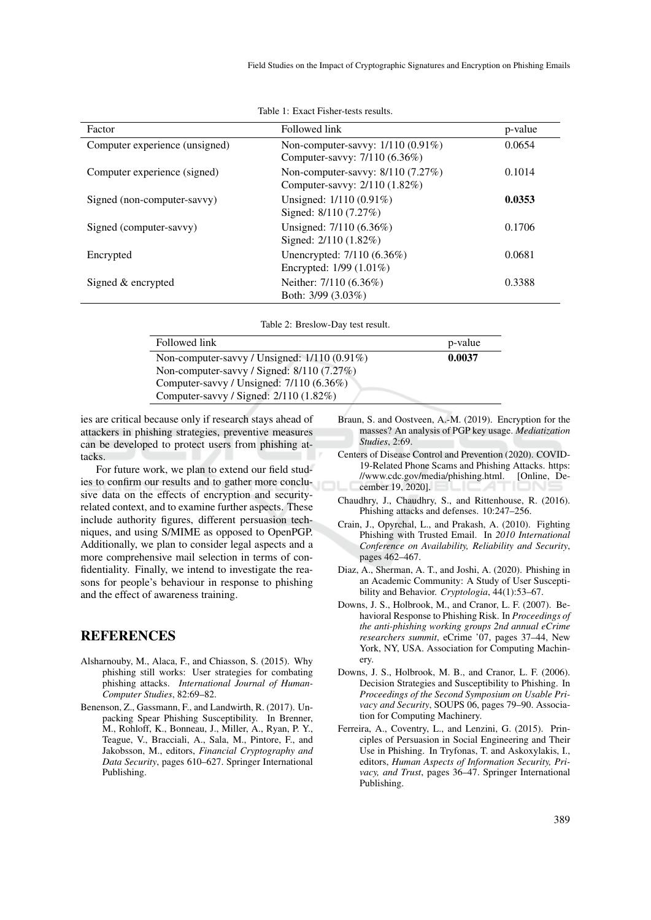Table 1: Exact Fisher-tests results.

| Factor | Followed link | p-value |
|---|---|---|
| Computer experience (unsigned) | Non-computer-savvy: 1/110 (0.91%)<br>Computer-savvy: 7/110 (6.36%) | 0.0654 |
| Computer experience (signed) | Non-computer-savvy: 8/110 (7.27%)<br>Computer-savvy: 2/110 (1.82%) | 0.1014 |
| Signed (non-computer-savvy) | Unsigned: 1/110 (0.91%)<br>Signed: 8/110 (7.27%) | **0.0353** |
| Signed (computer-savvy) | Unsigned: 7/110 (6.36%)<br>Signed: 2/110 (1.82%) | 0.1706 |
| Encrypted | Unencrypted: 7/110 (6.36%)<br>Encrypted: 1/99 (1.01%) | 0.0681 |
| Signed & encrypted | Neither: 7/110 (6.36%)<br>Both: 3/99 (3.03%) | 0.3388 |

Table 2: Breslow-Day test result.

| Followed link | p-value |
|---|---|
| Non-computer-savvy / Unsigned: 1/110 (0.91%)<br>Non-computer-savvy / Signed: 8/110 (7.27%)<br>Computer-savvy / Unsigned: 7/110 (6.36%)<br>Computer-savvy / Signed: 2/110 (1.82%) | **0.0037** |

ies are critical because only if research stays ahead of attackers in phishing strategies, preventive measures can be developed to protect users from phishing attacks.

For future work, we plan to extend our field studies to confirm our results and to gather more conclusive data on the effects of encryption and security-related context, and to examine further aspects. These include authority figures, different persuasion techniques, and using S/MIME as opposed to OpenPGP. Additionally, we plan to consider legal aspects and a more comprehensive mail selection in terms of confidentiality. Finally, we intend to investigate the reasons for people's behaviour in response to phishing and the effect of awareness training.

## REFERENCES

Alsharnouby, M., Alaca, F., and Chiasson, S. (2015). Why phishing still works: User strategies for combating phishing attacks. *International Journal of Human-Computer Studies*, 82:69–82.

Benenson, Z., Gassmann, F., and Landwirth, R. (2017). Unpacking Spear Phishing Susceptibility. In Brenner, M., Rohloff, K., Bonneau, J., Miller, A., Ryan, P. Y., Teague, V., Bracciali, A., Sala, M., Pintore, F., and Jakobsson, M., editors, *Financial Cryptography and Data Security*, pages 610–627. Springer International Publishing.

Braun, S. and Oostveen, A.-M. (2019). Encryption for the masses? An analysis of PGP key usage. *Mediatization Studies*, 2:69.

Centers of Disease Control and Prevention (2020). COVID-19-Related Phone Scams and Phishing Attacks. https://www.cdc.gov/media/phishing.html. [Online, December 19, 2020].

Chaudhry, J., Chaudhry, S., and Rittenhouse, R. (2016). Phishing attacks and defenses. 10:247–256.

Crain, J., Opyrchal, L., and Prakash, A. (2010). Fighting Phishing with Trusted Email. In *2010 International Conference on Availability, Reliability and Security*, pages 462–467.

Diaz, A., Sherman, A. T., and Joshi, A. (2020). Phishing in an Academic Community: A Study of User Susceptibility and Behavior. *Cryptologia*, 44(1):53–67.

Downs, J. S., Holbrook, M., and Cranor, L. F. (2007). Behavioral Response to Phishing Risk. In *Proceedings of the anti-phishing working groups 2nd annual eCrime researchers summit*, eCrime '07, pages 37–44, New York, NY, USA. Association for Computing Machinery.

Downs, J. S., Holbrook, M. B., and Cranor, L. F. (2006). Decision Strategies and Susceptibility to Phishing. In *Proceedings of the Second Symposium on Usable Privacy and Security*, SOUPS 06, pages 79–90. Association for Computing Machinery.

Ferreira, A., Coventry, L., and Lenzini, G. (2015). Principles of Persuasion in Social Engineering and Their Use in Phishing. In Tryfonas, T. and Askoxylakis, I., editors, *Human Aspects of Information Security, Privacy, and Trust*, pages 36–47. Springer International Publishing.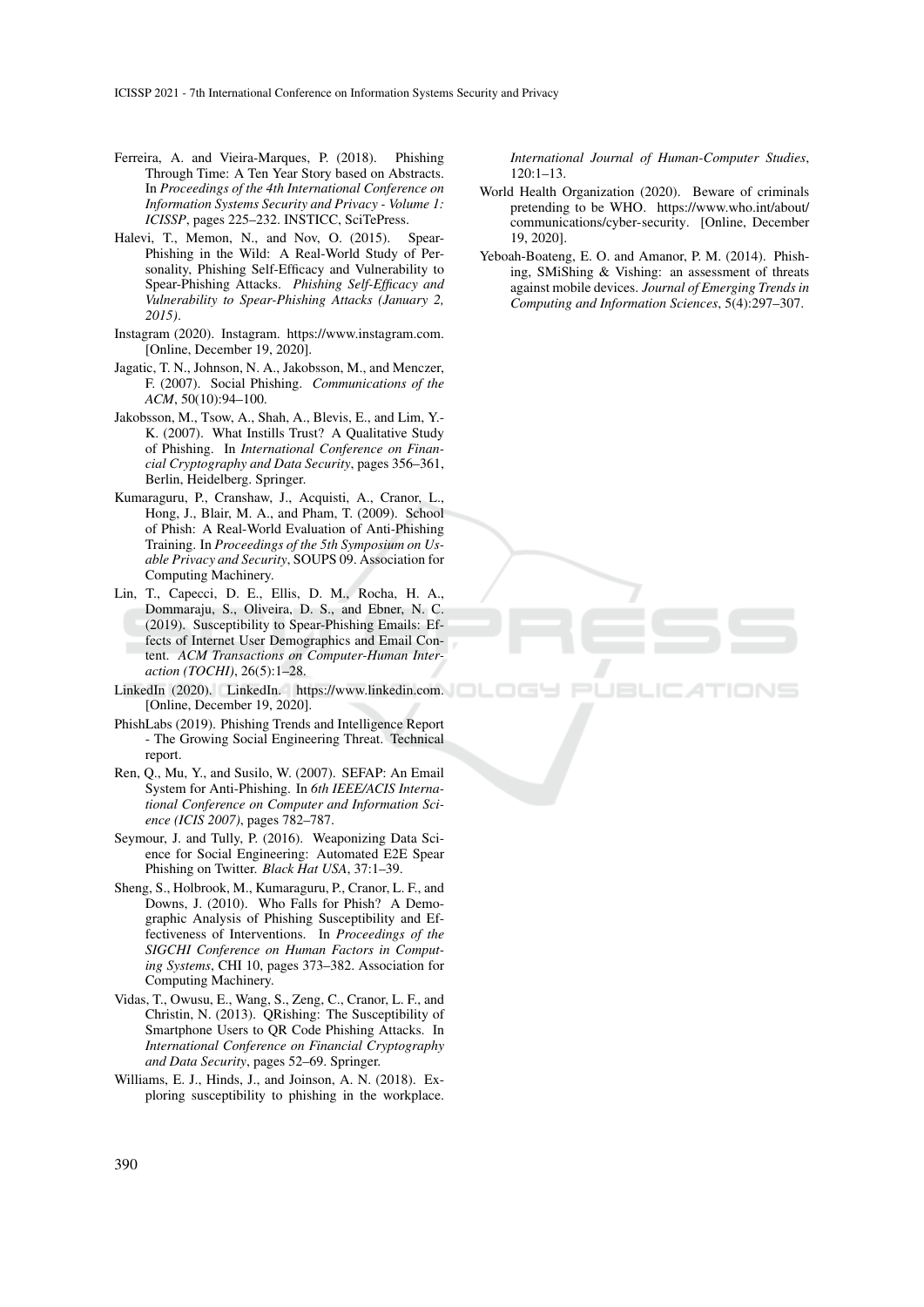Ferreira, A. and Vieira-Marques, P. (2018). Phishing Through Time: A Ten Year Story based on Abstracts. In *Proceedings of the 4th International Conference on Information Systems Security and Privacy - Volume 1: ICISSP*, pages 225–232. INSTICC, SciTePress.

Halevi, T., Memon, N., and Nov, O. (2015). Spear-Phishing in the Wild: A Real-World Study of Personality, Phishing Self-Efficacy and Vulnerability to Spear-Phishing Attacks. *Phishing Self-Efficacy and Vulnerability to Spear-Phishing Attacks (January 2, 2015)*.

Instagram (2020). Instagram. https://www.instagram.com. [Online, December 19, 2020].

Jagatic, T. N., Johnson, N. A., Jakobsson, M., and Menczer, F. (2007). Social Phishing. *Communications of the ACM*, 50(10):94–100.

Jakobsson, M., Tsow, A., Shah, A., Blevis, E., and Lim, Y.-K. (2007). What Instills Trust? A Qualitative Study of Phishing. In *International Conference on Financial Cryptography and Data Security*, pages 356–361, Berlin, Heidelberg. Springer.

Kumaraguru, P., Cranshaw, J., Acquisti, A., Cranor, L., Hong, J., Blair, M. A., and Pham, T. (2009). School of Phish: A Real-World Evaluation of Anti-Phishing Training. In *Proceedings of the 5th Symposium on Usable Privacy and Security*, SOUPS 09. Association for Computing Machinery.

Lin, T., Capecci, D. E., Ellis, D. M., Rocha, H. A., Dommaraju, S., Oliveira, D. S., and Ebner, N. C. (2019). Susceptibility to Spear-Phishing Emails: Effects of Internet User Demographics and Email Content. *ACM Transactions on Computer-Human Interaction (TOCHI)*, 26(5):1–28.

LinkedIn (2020). LinkedIn. https://www.linkedin.com. [Online, December 19, 2020].

PhishLabs (2019). Phishing Trends and Intelligence Report - The Growing Social Engineering Threat. Technical report.

Ren, Q., Mu, Y., and Susilo, W. (2007). SEFAP: An Email System for Anti-Phishing. In *6th IEEE/ACIS International Conference on Computer and Information Science (ICIS 2007)*, pages 782–787.

Seymour, J. and Tully, P. (2016). Weaponizing Data Science for Social Engineering: Automated E2E Spear Phishing on Twitter. *Black Hat USA*, 37:1–39.

Sheng, S., Holbrook, M., Kumaraguru, P., Cranor, L. F., and Downs, J. (2010). Who Falls for Phish? A Demographic Analysis of Phishing Susceptibility and Effectiveness of Interventions. In *Proceedings of the SIGCHI Conference on Human Factors in Computing Systems*, CHI 10, pages 373–382. Association for Computing Machinery.

Vidas, T., Owusu, E., Wang, S., Zeng, C., Cranor, L. F., and Christin, N. (2013). QRishing: The Susceptibility of Smartphone Users to QR Code Phishing Attacks. In *International Conference on Financial Cryptography and Data Security*, pages 52–69. Springer.

Williams, E. J., Hinds, J., and Joinson, A. N. (2018). Exploring susceptibility to phishing in the workplace. *International Journal of Human-Computer Studies*, 120:1–13.

World Health Organization (2020). Beware of criminals pretending to be WHO. https://www.who.int/about/communications/cyber-security. [Online, December 19, 2020].

Yeboah-Boateng, E. O. and Amanor, P. M. (2014). Phishing, SMiShing & Vishing: an assessment of threats against mobile devices. *Journal of Emerging Trends in Computing and Information Sciences*, 5(4):297–307.